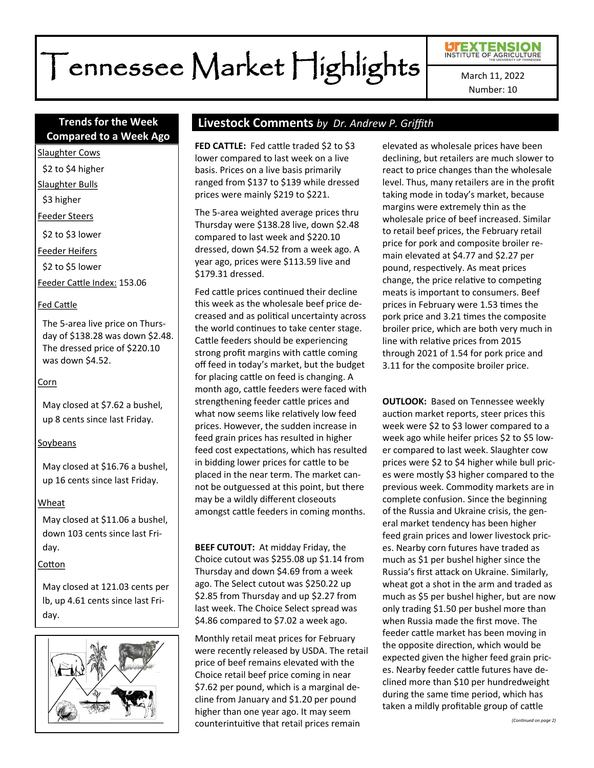# Tennessee Market Highlights

UT EXTENSION
INSTITUTE OF AGRICULTURE
THE UNIVERSITY OF TENNESSEE

March 11, 2022
Number: 10

## Trends for the Week Compared to a Week Ago

Slaughter Cows

$2 to $4 higher

Slaughter Bulls

$3 higher

Feeder Steers

$2 to $3 lower

Feeder Heifers

$2 to $5 lower

Feeder Cattle Index: 153.06

Fed Cattle

The 5-area live price on Thursday of $138.28 was down $2.48. The dressed price of $220.10 was down $4.52.

Corn

May closed at $7.62 a bushel, up 8 cents since last Friday.

Soybeans

May closed at $16.76 a bushel, up 16 cents since last Friday.

Wheat

May closed at $11.06 a bushel, down 103 cents since last Friday.

Cotton

May closed at 121.03 cents per lb, up 4.61 cents since last Friday.

## Livestock Comments *by Dr. Andrew P. Griffith*

**FED CATTLE:** Fed cattle traded $2 to $3 lower compared to last week on a live basis. Prices on a live basis primarily ranged from $137 to $139 while dressed prices were mainly $219 to $221.

The 5-area weighted average prices thru Thursday were $138.28 live, down $2.48 compared to last week and $220.10 dressed, down $4.52 from a week ago. A year ago, prices were $113.59 live and $179.31 dressed.

Fed cattle prices continued their decline this week as the wholesale beef price decreased and as political uncertainty across the world continues to take center stage. Cattle feeders should be experiencing strong profit margins with cattle coming off feed in today's market, but the budget for placing cattle on feed is changing. A month ago, cattle feeders were faced with strengthening feeder cattle prices and what now seems like relatively low feed prices. However, the sudden increase in feed grain prices has resulted in higher feed cost expectations, which has resulted in bidding lower prices for cattle to be placed in the near term. The market cannot be outguessed at this point, but there may be a wildly different closeouts amongst cattle feeders in coming months.

**BEEF CUTOUT:** At midday Friday, the Choice cutout was $255.08 up $1.14 from Thursday and down $4.69 from a week ago. The Select cutout was $250.22 up $2.85 from Thursday and up $2.27 from last week. The Choice Select spread was $4.86 compared to $7.02 a week ago.

Monthly retail meat prices for February were recently released by USDA. The retail price of beef remains elevated with the Choice retail beef price coming in near $7.62 per pound, which is a marginal decline from January and $1.20 per pound higher than one year ago. It may seem counterintuitive that retail prices remain elevated as wholesale prices have been declining, but retailers are much slower to react to price changes than the wholesale level. Thus, many retailers are in the profit taking mode in today's market, because margins were extremely thin as the wholesale price of beef increased. Similar to retail beef prices, the February retail price for pork and composite broiler remain elevated at $4.77 and $2.27 per pound, respectively. As meat prices change, the price relative to competing meats is important to consumers. Beef prices in February were 1.53 times the pork price and 3.21 times the composite broiler price, which are both very much in line with relative prices from 2015 through 2021 of 1.54 for pork price and 3.11 for the composite broiler price.

**OUTLOOK:** Based on Tennessee weekly auction market reports, steer prices this week were $2 to $3 lower compared to a week ago while heifer prices $2 to $5 lower compared to last week. Slaughter cow prices were $2 to $4 higher while bull prices were mostly $3 higher compared to the previous week. Commodity markets are in complete confusion. Since the beginning of the Russia and Ukraine crisis, the general market tendency has been higher feed grain prices and lower livestock prices. Nearby corn futures have traded as much as $1 per bushel higher since the Russia's first attack on Ukraine. Similarly, wheat got a shot in the arm and traded as much as $5 per bushel higher, but are now only trading $1.50 per bushel more than when Russia made the first move. The feeder cattle market has been moving in the opposite direction, which would be expected given the higher feed grain prices. Nearby feeder cattle futures have declined more than $10 per hundredweight during the same time period, which has taken a mildly profitable group of cattle

*(Continued on page 2)*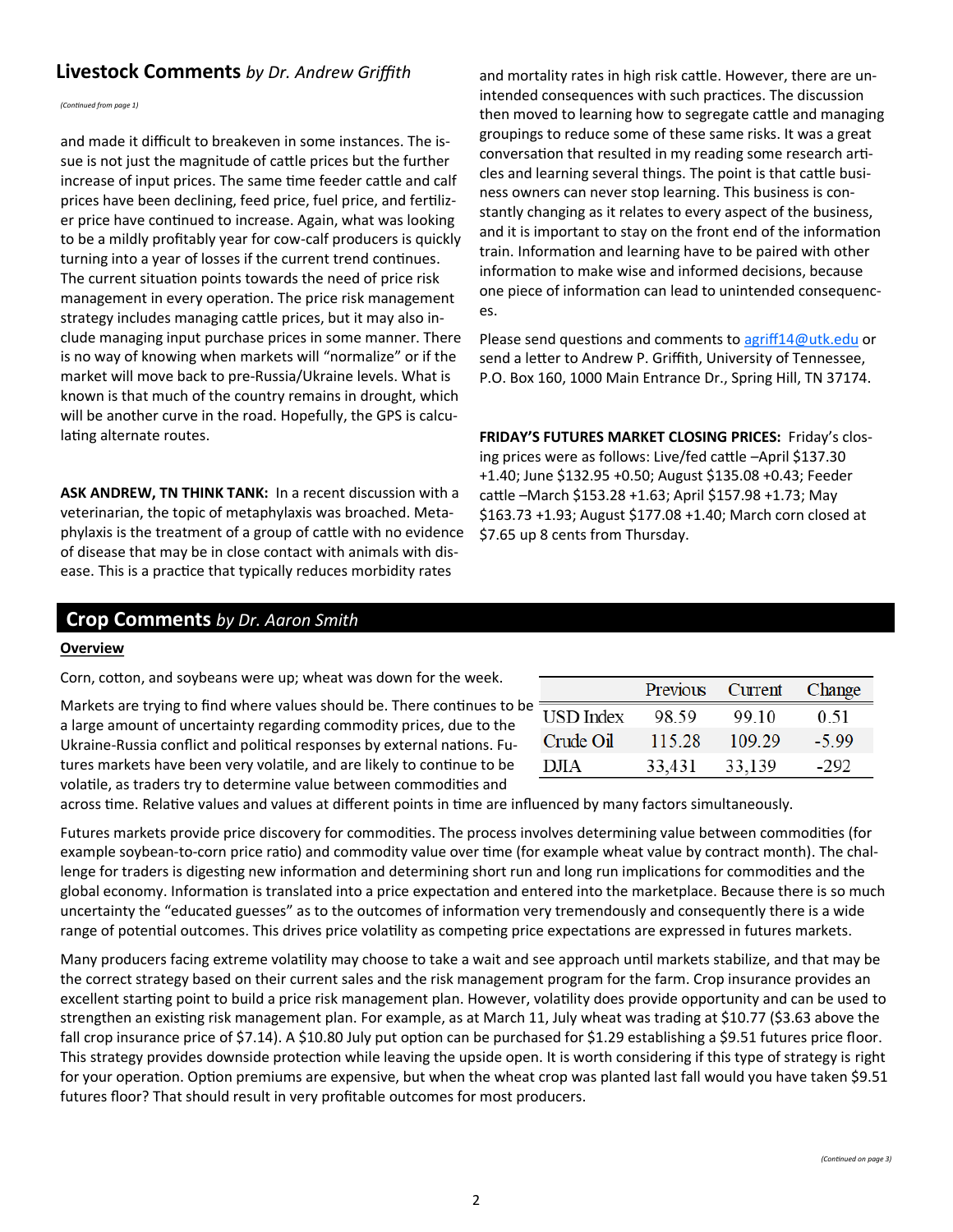## Livestock Comments *by Dr. Andrew Griffith*

*(Continued from page 1)*

and made it difficult to breakeven in some instances. The issue is not just the magnitude of cattle prices but the further increase of input prices. The same time feeder cattle and calf prices have been declining, feed price, fuel price, and fertilizer price have continued to increase. Again, what was looking to be a mildly profitably year for cow-calf producers is quickly turning into a year of losses if the current trend continues. The current situation points towards the need of price risk management in every operation. The price risk management strategy includes managing cattle prices, but it may also include managing input purchase prices in some manner. There is no way of knowing when markets will "normalize" or if the market will move back to pre-Russia/Ukraine levels. What is known is that much of the country remains in drought, which will be another curve in the road. Hopefully, the GPS is calculating alternate routes.

**ASK ANDREW, TN THINK TANK:** In a recent discussion with a veterinarian, the topic of metaphylaxis was broached. Metaphylaxis is the treatment of a group of cattle with no evidence of disease that may be in close contact with animals with disease. This is a practice that typically reduces morbidity rates and mortality rates in high risk cattle. However, there are unintended consequences with such practices. The discussion then moved to learning how to segregate cattle and managing groupings to reduce some of these same risks. It was a great conversation that resulted in my reading some research articles and learning several things. The point is that cattle business owners can never stop learning. This business is constantly changing as it relates to every aspect of the business, and it is important to stay on the front end of the information train. Information and learning have to be paired with other information to make wise and informed decisions, because one piece of information can lead to unintended consequences.

Please send questions and comments to agriff14@utk.edu or send a letter to Andrew P. Griffith, University of Tennessee, P.O. Box 160, 1000 Main Entrance Dr., Spring Hill, TN 37174.

**FRIDAY'S FUTURES MARKET CLOSING PRICES:** Friday's closing prices were as follows: Live/fed cattle –April $137.30 +1.40; June $132.95 +0.50; August $135.08 +0.43; Feeder cattle –March $153.28 +1.63; April $157.98 +1.73; May $163.73 +1.93; August $177.08 +1.40; March corn closed at $7.65 up 8 cents from Thursday.

## Crop Comments *by Dr. Aaron Smith*

**Overview**

Corn, cotton, and soybeans were up; wheat was down for the week.

| | Previous | Current | Change |
|---|---|---|---|
| USD Index | 98.59 | 99.10 | 0.51 |
| Crude Oil | 115.28 | 109.29 | -5.99 |
| DJIA | 33,431 | 33,139 | -292 |

Markets are trying to find where values should be. There continues to be a large amount of uncertainty regarding commodity prices, due to the Ukraine-Russia conflict and political responses by external nations. Futures markets have been very volatile, and are likely to continue to be volatile, as traders try to determine value between commodities and across time. Relative values and values at different points in time are influenced by many factors simultaneously.

Futures markets provide price discovery for commodities. The process involves determining value between commodities (for example soybean-to-corn price ratio) and commodity value over time (for example wheat value by contract month). The challenge for traders is digesting new information and determining short run and long run implications for commodities and the global economy. Information is translated into a price expectation and entered into the marketplace. Because there is so much uncertainty the "educated guesses" as to the outcomes of information very tremendously and consequently there is a wide range of potential outcomes. This drives price volatility as competing price expectations are expressed in futures markets.

Many producers facing extreme volatility may choose to take a wait and see approach until markets stabilize, and that may be the correct strategy based on their current sales and the risk management program for the farm. Crop insurance provides an excellent starting point to build a price risk management plan. However, volatility does provide opportunity and can be used to strengthen an existing risk management plan. For example, as at March 11, July wheat was trading at $10.77 ($3.63 above the fall crop insurance price of $7.14). A $10.80 July put option can be purchased for $1.29 establishing a $9.51 futures price floor. This strategy provides downside protection while leaving the upside open. It is worth considering if this type of strategy is right for your operation. Option premiums are expensive, but when the wheat crop was planted last fall would you have taken $9.51 futures floor? That should result in very profitable outcomes for most producers.

*(Continued on page 3)*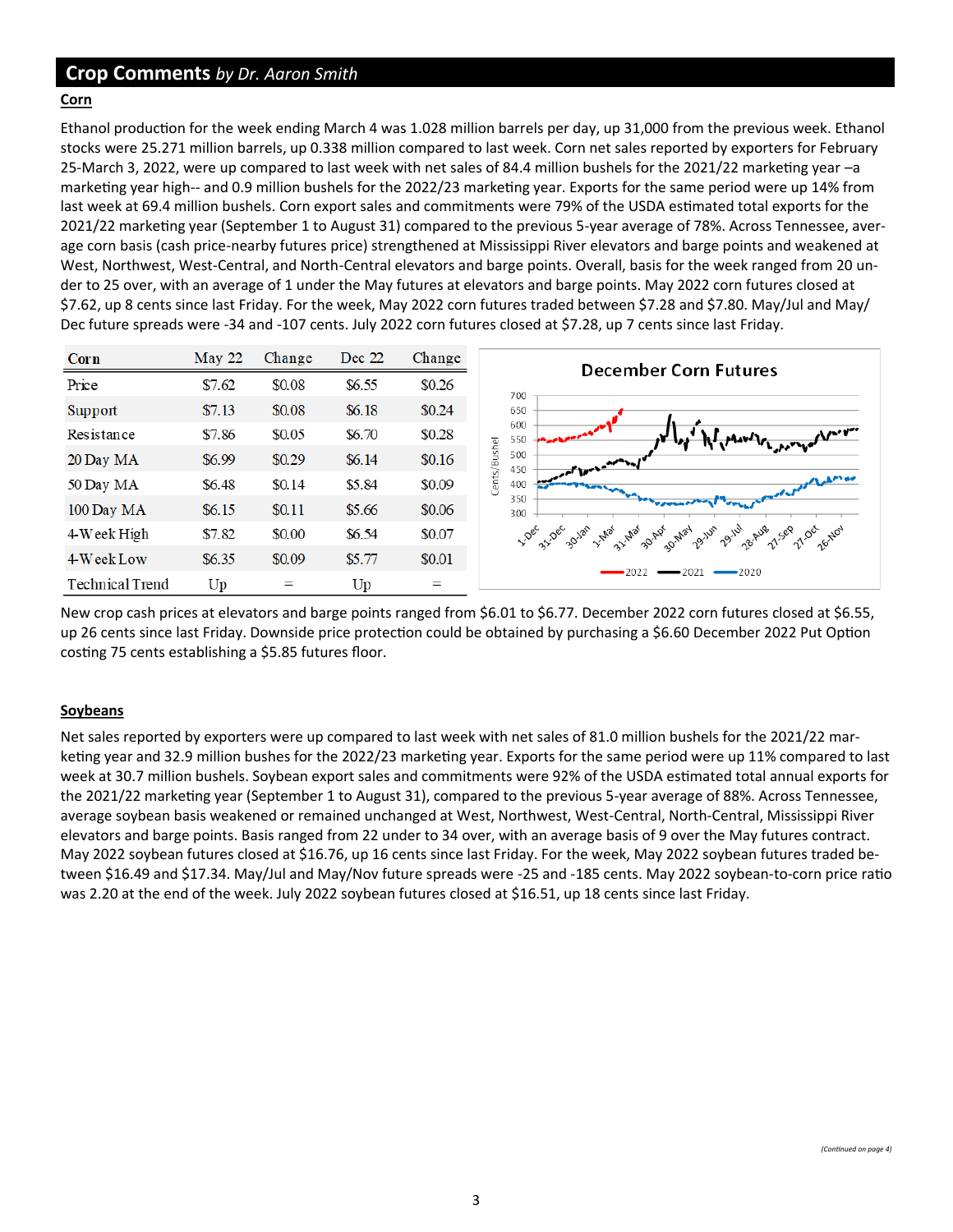## Crop Comments *by Dr. Aaron Smith*

### Corn

Ethanol production for the week ending March 4 was 1.028 million barrels per day, up 31,000 from the previous week. Ethanol stocks were 25.271 million barrels, up 0.338 million compared to last week. Corn net sales reported by exporters for February 25-March 3, 2022, were up compared to last week with net sales of 84.4 million bushels for the 2021/22 marketing year –a marketing year high-- and 0.9 million bushels for the 2022/23 marketing year. Exports for the same period were up 14% from last week at 69.4 million bushels. Corn export sales and commitments were 79% of the USDA estimated total exports for the 2021/22 marketing year (September 1 to August 31) compared to the previous 5-year average of 78%. Across Tennessee, average corn basis (cash price-nearby futures price) strengthened at Mississippi River elevators and barge points and weakened at West, Northwest, West-Central, and North-Central elevators and barge points. Overall, basis for the week ranged from 20 under to 25 over, with an average of 1 under the May futures at elevators and barge points. May 2022 corn futures closed at $7.62, up 8 cents since last Friday. For the week, May 2022 corn futures traded between $7.28 and $7.80. May/Jul and May/Dec future spreads were -34 and -107 cents. July 2022 corn futures closed at $7.28, up 7 cents since last Friday.

| Corn | May 22 | Change | Dec 22 | Change |
|---|---|---|---|---|
| Price | $7.62 | $0.08 | $6.55 | $0.26 |
| Support | $7.13 | $0.08 | $6.18 | $0.24 |
| Resistance | $7.86 | $0.05 | $6.70 | $0.28 |
| 20 Day MA | $6.99 | $0.29 | $6.14 | $0.16 |
| 50 Day MA | $6.48 | $0.14 | $5.84 | $0.09 |
| 100 Day MA | $6.15 | $0.11 | $5.66 | $0.06 |
| 4-Week High | $7.82 | $0.00 | $6.54 | $0.07 |
| 4-Week Low | $6.35 | $0.09 | $5.77 | $0.01 |
| Technical Trend | Up | = | Up | = |

New crop cash prices at elevators and barge points ranged from $6.01 to $6.77. December 2022 corn futures closed at $6.55, up 26 cents since last Friday. Downside price protection could be obtained by purchasing a $6.60 December 2022 Put Option costing 75 cents establishing a $5.85 futures floor.

### Soybeans

Net sales reported by exporters were up compared to last week with net sales of 81.0 million bushels for the 2021/22 marketing year and 32.9 million bushes for the 2022/23 marketing year. Exports for the same period were up 11% compared to last week at 30.7 million bushels. Soybean export sales and commitments were 92% of the USDA estimated total annual exports for the 2021/22 marketing year (September 1 to August 31), compared to the previous 5-year average of 88%. Across Tennessee, average soybean basis weakened or remained unchanged at West, Northwest, West-Central, North-Central, Mississippi River elevators and barge points. Basis ranged from 22 under to 34 over, with an average basis of 9 over the May futures contract. May 2022 soybean futures closed at $16.76, up 16 cents since last Friday. For the week, May 2022 soybean futures traded between $16.49 and $17.34. May/Jul and May/Nov future spreads were -25 and -185 cents. May 2022 soybean-to-corn price ratio was 2.20 at the end of the week. July 2022 soybean futures closed at $16.51, up 18 cents since last Friday.

*(Continued on page 4)*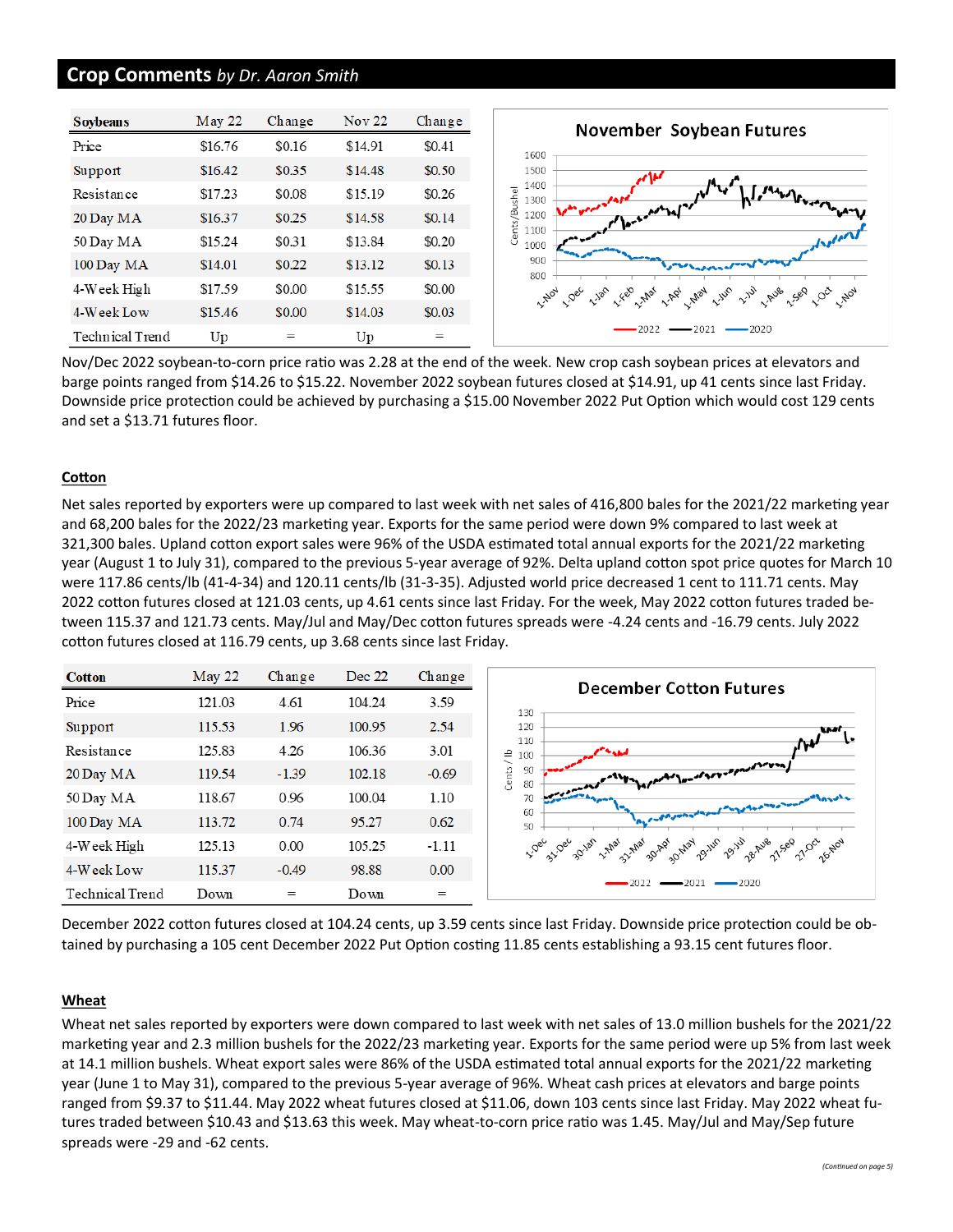## Crop Comments *by Dr. Aaron Smith*

| Soybeans | May 22 | Change | Nov 22 | Change |
|---|---|---|---|---|
| Price | $16.76 | $0.16 | $14.91 | $0.41 |
| Support | $16.42 | $0.35 | $14.48 | $0.50 |
| Resistance | $17.23 | $0.08 | $15.19 | $0.26 |
| 20 Day MA | $16.37 | $0.25 | $14.58 | $0.14 |
| 50 Day MA | $15.24 | $0.31 | $13.84 | $0.20 |
| 100 Day MA | $14.01 | $0.22 | $13.12 | $0.13 |
| 4-Week High | $17.59 | $0.00 | $15.55 | $0.00 |
| 4-Week Low | $15.46 | $0.00 | $14.03 | $0.03 |
| Technical Trend | Up | = | Up | = |

Nov/Dec 2022 soybean-to-corn price ratio was 2.28 at the end of the week. New crop cash soybean prices at elevators and barge points ranged from $14.26 to $15.22. November 2022 soybean futures closed at $14.91, up 41 cents since last Friday. Downside price protection could be achieved by purchasing a $15.00 November 2022 Put Option which would cost 129 cents and set a $13.71 futures floor.

### Cotton

Net sales reported by exporters were up compared to last week with net sales of 416,800 bales for the 2021/22 marketing year and 68,200 bales for the 2022/23 marketing year. Exports for the same period were down 9% compared to last week at 321,300 bales. Upland cotton export sales were 96% of the USDA estimated total annual exports for the 2021/22 marketing year (August 1 to July 31), compared to the previous 5-year average of 92%. Delta upland cotton spot price quotes for March 10 were 117.86 cents/lb (41-4-34) and 120.11 cents/lb (31-3-35). Adjusted world price decreased 1 cent to 111.71 cents. May 2022 cotton futures closed at 121.03 cents, up 4.61 cents since last Friday. For the week, May 2022 cotton futures traded between 115.37 and 121.73 cents. May/Jul and May/Dec cotton futures spreads were -4.24 cents and -16.79 cents. July 2022 cotton futures closed at 116.79 cents, up 3.68 cents since last Friday.

| Cotton | May 22 | Change | Dec 22 | Change |
|---|---|---|---|---|
| Price | 121.03 | 4.61 | 104.24 | 3.59 |
| Support | 115.53 | 1.96 | 100.95 | 2.54 |
| Resistance | 125.83 | 4.26 | 106.36 | 3.01 |
| 20 Day MA | 119.54 | -1.39 | 102.18 | -0.69 |
| 50 Day MA | 118.67 | 0.96 | 100.04 | 1.10 |
| 100 Day MA | 113.72 | 0.74 | 95.27 | 0.62 |
| 4-Week High | 125.13 | 0.00 | 105.25 | -1.11 |
| 4-Week Low | 115.37 | -0.49 | 98.88 | 0.00 |
| Technical Trend | Down | = | Down | = |

December 2022 cotton futures closed at 104.24 cents, up 3.59 cents since last Friday. Downside price protection could be obtained by purchasing a 105 cent December 2022 Put Option costing 11.85 cents establishing a 93.15 cent futures floor.

### Wheat

Wheat net sales reported by exporters were down compared to last week with net sales of 13.0 million bushels for the 2021/22 marketing year and 2.3 million bushels for the 2022/23 marketing year. Exports for the same period were up 5% from last week at 14.1 million bushels. Wheat export sales were 86% of the USDA estimated total annual exports for the 2021/22 marketing year (June 1 to May 31), compared to the previous 5-year average of 96%. Wheat cash prices at elevators and barge points ranged from $9.37 to $11.44. May 2022 wheat futures closed at $11.06, down 103 cents since last Friday. May 2022 wheat futures traded between $10.43 and $13.63 this week. May wheat-to-corn price ratio was 1.45. May/Jul and May/Sep future spreads were -29 and -62 cents.

*(Continued on page 5)*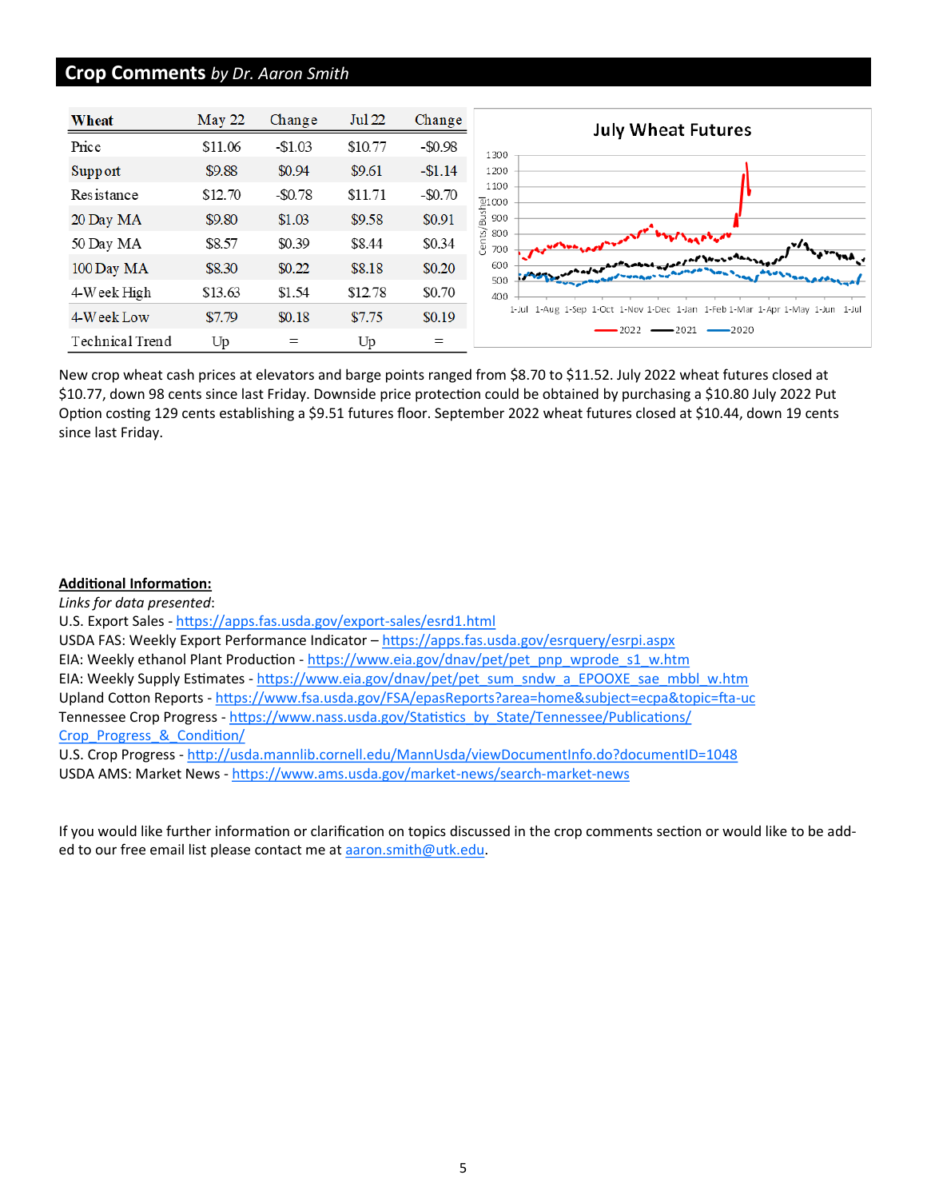## Crop Comments *by Dr. Aaron Smith*

| Wheat | May 22 | Change | Jul 22 | Change |
|---|---|---|---|---|
| Price | $11.06 | -$1.03 | $10.77 | -$0.98 |
| Support | $9.88 | $0.94 | $9.61 | -$1.14 |
| Resistance | $12.70 | -$0.78 | $11.71 | -$0.70 |
| 20 Day MA | $9.80 | $1.03 | $9.58 | $0.91 |
| 50 Day MA | $8.57 | $0.39 | $8.44 | $0.34 |
| 100 Day MA | $8.30 | $0.22 | $8.18 | $0.20 |
| 4-Week High | $13.63 | $1.54 | $12.78 | $0.70 |
| 4-Week Low | $7.79 | $0.18 | $7.75 | $0.19 |
| Technical Trend | Up | = | Up | = |

**July Wheat Futures**

New crop wheat cash prices at elevators and barge points ranged from $8.70 to $11.52. July 2022 wheat futures closed at $10.77, down 98 cents since last Friday. Downside price protection could be obtained by purchasing a $10.80 July 2022 Put Option costing 129 cents establishing a $9.51 futures floor. September 2022 wheat futures closed at $10.44, down 19 cents since last Friday.

**Additional Information:**

*Links for data presented*:

U.S. Export Sales - https://apps.fas.usda.gov/export-sales/esrd1.html

USDA FAS: Weekly Export Performance Indicator – https://apps.fas.usda.gov/esrquery/esrpi.aspx

EIA: Weekly ethanol Plant Production - https://www.eia.gov/dnav/pet/pet_pnp_wprode_s1_w.htm

EIA: Weekly Supply Estimates - https://www.eia.gov/dnav/pet/pet_sum_sndw_a_EPOOXE_sae_mbbl_w.htm

Upland Cotton Reports - https://www.fsa.usda.gov/FSA/epasReports?area=home&subject=ecpa&topic=fta-uc

Tennessee Crop Progress - https://www.nass.usda.gov/Statistics_by_State/Tennessee/Publications/Crop_Progress_&_Condition/

U.S. Crop Progress - http://usda.mannlib.cornell.edu/MannUsda/viewDocumentInfo.do?documentID=1048

USDA AMS: Market News - https://www.ams.usda.gov/market-news/search-market-news

If you would like further information or clarification on topics discussed in the crop comments section or would like to be added to our free email list please contact me at aaron.smith@utk.edu.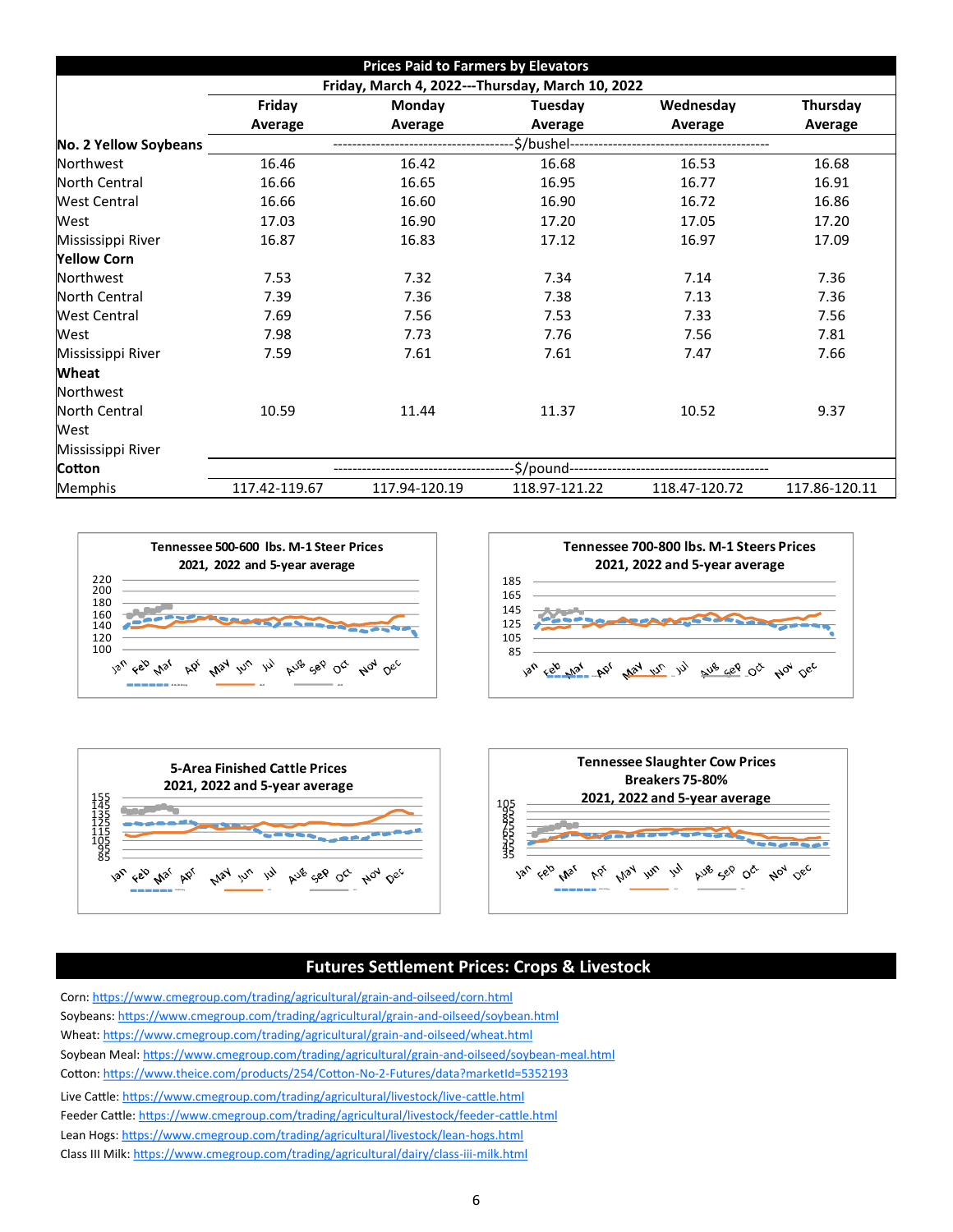## Prices Paid to Farmers by Elevators

Friday, March 4, 2022---Thursday, March 10, 2022

| | Friday Average | Monday Average | Tuesday Average | Wednesday Average | Thursday Average |
|---|---|---|---|---|---|
| **No. 2 Yellow Soybeans** | | | $/bushel | | |
| Northwest | 16.46 | 16.42 | 16.68 | 16.53 | 16.68 |
| North Central | 16.66 | 16.65 | 16.95 | 16.77 | 16.91 |
| West Central | 16.66 | 16.60 | 16.90 | 16.72 | 16.86 |
| West | 17.03 | 16.90 | 17.20 | 17.05 | 17.20 |
| Mississippi River | 16.87 | 16.83 | 17.12 | 16.97 | 17.09 |
| **Yellow Corn** | | | | | |
| Northwest | 7.53 | 7.32 | 7.34 | 7.14 | 7.36 |
| North Central | 7.39 | 7.36 | 7.38 | 7.13 | 7.36 |
| West Central | 7.69 | 7.56 | 7.53 | 7.33 | 7.56 |
| West | 7.98 | 7.73 | 7.76 | 7.56 | 7.81 |
| Mississippi River | 7.59 | 7.61 | 7.61 | 7.47 | 7.66 |
| **Wheat** | | | | | |
| Northwest | | | | | |
| North Central | 10.59 | 11.44 | 11.37 | 10.52 | 9.37 |
| West | | | | | |
| Mississippi River | | | | | |
| **Cotton** | | | $/pound | | |
| Memphis | 117.42-119.67 | 117.94-120.19 | 118.97-121.22 | 118.47-120.72 | 117.86-120.11 |

Tennessee 500-600 lbs. M-1 Steer Prices 2021, 2022 and 5-year average

Tennessee 700-800 lbs. M-1 Steers Prices 2021, 2022 and 5-year average

5-Area Finished Cattle Prices 2021, 2022 and 5-year average

Tennessee Slaughter Cow Prices Breakers 75-80% 2021, 2022 and 5-year average

## Futures Settlement Prices: Crops & Livestock

Corn: https://www.cmegroup.com/trading/agricultural/grain-and-oilseed/corn.html
Soybeans: https://www.cmegroup.com/trading/agricultural/grain-and-oilseed/soybean.html
Wheat: https://www.cmegroup.com/trading/agricultural/grain-and-oilseed/wheat.html
Soybean Meal: https://www.cmegroup.com/trading/agricultural/grain-and-oilseed/soybean-meal.html
Cotton: https://www.theice.com/products/254/Cotton-No-2-Futures/data?marketId=5352193
Live Cattle: https://www.cmegroup.com/trading/agricultural/livestock/live-cattle.html
Feeder Cattle: https://www.cmegroup.com/trading/agricultural/livestock/feeder-cattle.html
Lean Hogs: https://www.cmegroup.com/trading/agricultural/livestock/lean-hogs.html
Class III Milk: https://www.cmegroup.com/trading/agricultural/dairy/class-iii-milk.html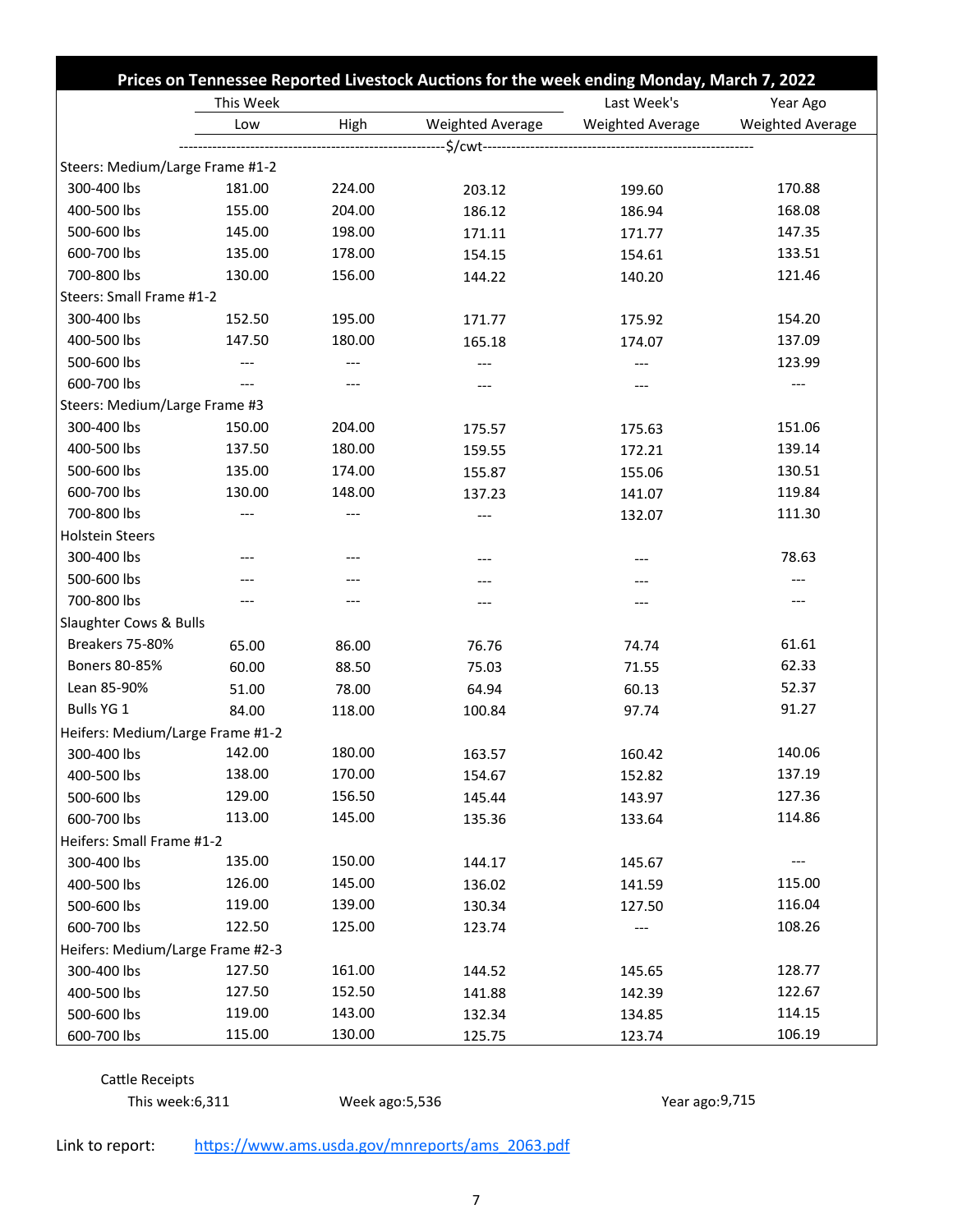## Prices on Tennessee Reported Livestock Auctions for the week ending Monday, March 7, 2022

| | This Week | | | Last Week's | Year Ago |
|---|---|---|---|---|---|
| | Low | High | Weighted Average | Weighted Average | Weighted Average |
| | | | $/cwt | | |
| **Steers: Medium/Large Frame #1-2** | | | | | |
| 300-400 lbs | 181.00 | 224.00 | 203.12 | 199.60 | 170.88 |
| 400-500 lbs | 155.00 | 204.00 | 186.12 | 186.94 | 168.08 |
| 500-600 lbs | 145.00 | 198.00 | 171.11 | 171.77 | 147.35 |
| 600-700 lbs | 135.00 | 178.00 | 154.15 | 154.61 | 133.51 |
| 700-800 lbs | 130.00 | 156.00 | 144.22 | 140.20 | 121.46 |
| **Steers: Small Frame #1-2** | | | | | |
| 300-400 lbs | 152.50 | 195.00 | 171.77 | 175.92 | 154.20 |
| 400-500 lbs | 147.50 | 180.00 | 165.18 | 174.07 | 137.09 |
| 500-600 lbs | --- | --- | --- | --- | 123.99 |
| 600-700 lbs | --- | --- | --- | --- | --- |
| **Steers: Medium/Large Frame #3** | | | | | |
| 300-400 lbs | 150.00 | 204.00 | 175.57 | 175.63 | 151.06 |
| 400-500 lbs | 137.50 | 180.00 | 159.55 | 172.21 | 139.14 |
| 500-600 lbs | 135.00 | 174.00 | 155.87 | 155.06 | 130.51 |
| 600-700 lbs | 130.00 | 148.00 | 137.23 | 141.07 | 119.84 |
| 700-800 lbs | --- | --- | --- | 132.07 | 111.30 |
| **Holstein Steers** | | | | | |
| 300-400 lbs | --- | --- | --- | --- | 78.63 |
| 500-600 lbs | --- | --- | --- | --- | --- |
| 700-800 lbs | --- | --- | --- | --- | --- |
| **Slaughter Cows & Bulls** | | | | | |
| Breakers 75-80% | 65.00 | 86.00 | 76.76 | 74.74 | 61.61 |
| Boners 80-85% | 60.00 | 88.50 | 75.03 | 71.55 | 62.33 |
| Lean 85-90% | 51.00 | 78.00 | 64.94 | 60.13 | 52.37 |
| Bulls YG 1 | 84.00 | 118.00 | 100.84 | 97.74 | 91.27 |
| **Heifers: Medium/Large Frame #1-2** | | | | | |
| 300-400 lbs | 142.00 | 180.00 | 163.57 | 160.42 | 140.06 |
| 400-500 lbs | 138.00 | 170.00 | 154.67 | 152.82 | 137.19 |
| 500-600 lbs | 129.00 | 156.50 | 145.44 | 143.97 | 127.36 |
| 600-700 lbs | 113.00 | 145.00 | 135.36 | 133.64 | 114.86 |
| **Heifers: Small Frame #1-2** | | | | | |
| 300-400 lbs | 135.00 | 150.00 | 144.17 | 145.67 | --- |
| 400-500 lbs | 126.00 | 145.00 | 136.02 | 141.59 | 115.00 |
| 500-600 lbs | 119.00 | 139.00 | 130.34 | 127.50 | 116.04 |
| 600-700 lbs | 122.50 | 125.00 | 123.74 | --- | 108.26 |
| **Heifers: Medium/Large Frame #2-3** | | | | | |
| 300-400 lbs | 127.50 | 161.00 | 144.52 | 145.65 | 128.77 |
| 400-500 lbs | 127.50 | 152.50 | 141.88 | 142.39 | 122.67 |
| 500-600 lbs | 119.00 | 143.00 | 132.34 | 134.85 | 114.15 |
| 600-700 lbs | 115.00 | 130.00 | 125.75 | 123.74 | 106.19 |

Cattle Receipts

This week:6,311 Week ago:5,536 Year ago:9,715

Link to report: https://www.ams.usda.gov/mnreports/ams_2063.pdf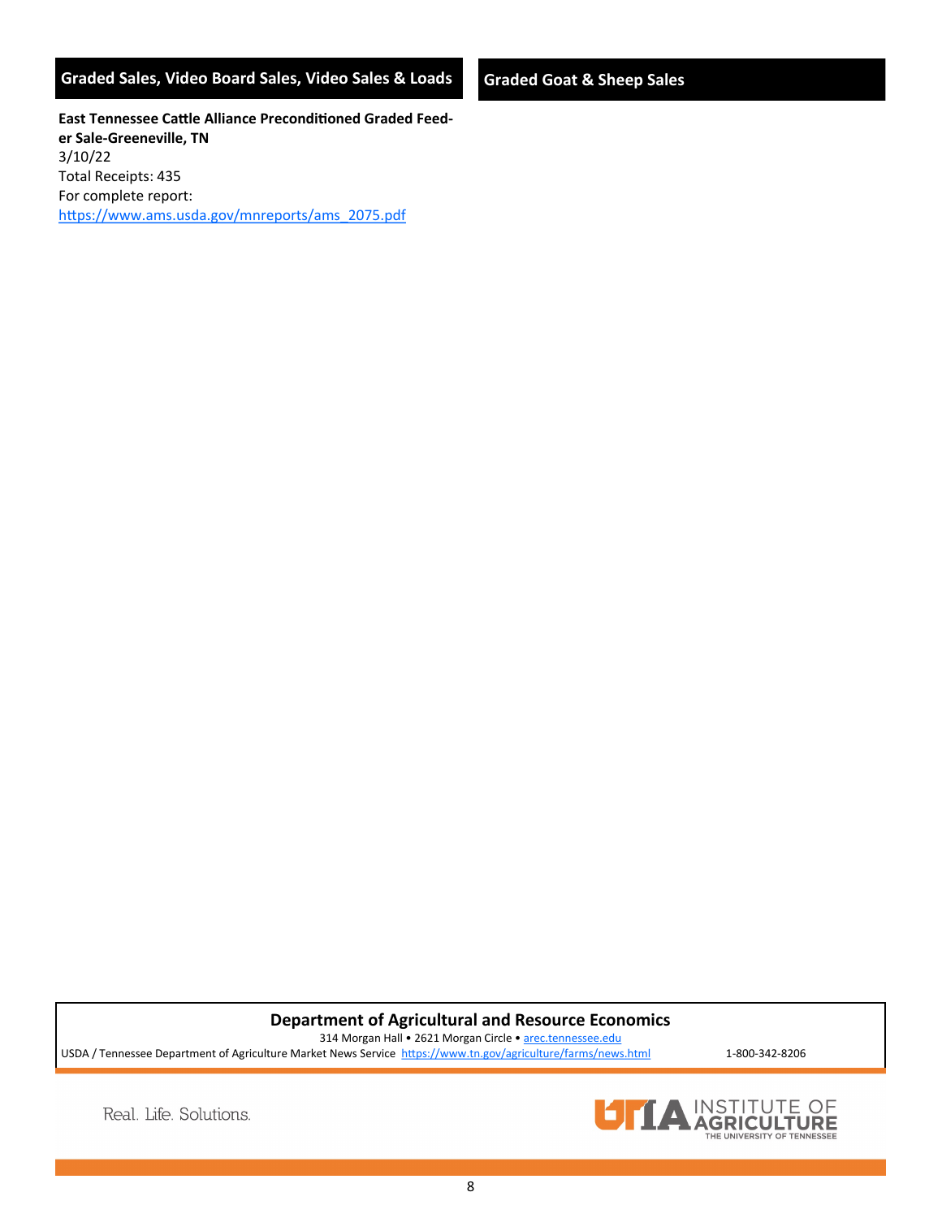## Graded Sales, Video Board Sales, Video Sales & Loads

**East Tennessee Cattle Alliance Preconditioned Graded Feeder Sale-Greeneville, TN**
3/10/22
Total Receipts: 435
For complete report:
https://www.ams.usda.gov/mnreports/ams_2075.pdf

## Graded Goat & Sheep Sales

**Department of Agricultural and Resource Economics**
314 Morgan Hall • 2621 Morgan Circle • arec.tennessee.edu
USDA / Tennessee Department of Agriculture Market News Service https://www.tn.gov/agriculture/farms/news.html 1-800-342-8206

Real. Life. Solutions.

UTIA INSTITUTE OF AGRICULTURE
THE UNIVERSITY OF TENNESSEE